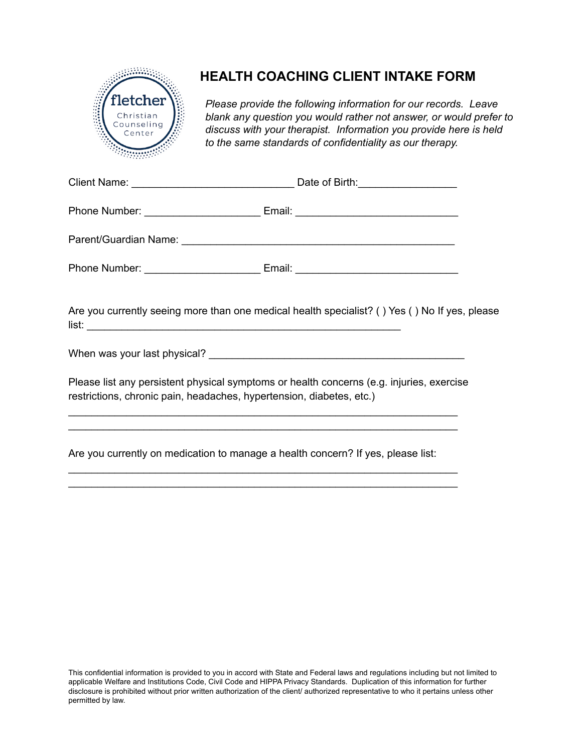fletcher
Christian
Counseling
Center

# HEALTH COACHING CLIENT INTAKE FORM

*Please provide the following information for our records. Leave blank any question you would rather not answer, or would prefer to discuss with your therapist. Information you provide here is held to the same standards of confidentiality as our therapy.*

Client Name: ___________________________ Date of Birth:________________

Phone Number: ___________________ Email: ___________________________

Parent/Guardian Name: ______________________________________________

Phone Number: ___________________ Email: ___________________________

Are you currently seeing more than one medical health specialist? ( ) Yes ( ) No If yes, please list: ______________________________________________________

When was your last physical? ___________________________________________

Please list any persistent physical symptoms or health concerns (e.g. injuries, exercise restrictions, chronic pain, headaches, hypertension, diabetes, etc.)

_________________________________________________________________

_________________________________________________________________

Are you currently on medication to manage a health concern? If yes, please list:

_________________________________________________________________

_________________________________________________________________

This confidential information is provided to you in accord with State and Federal laws and regulations including but not limited to applicable Welfare and Institutions Code, Civil Code and HIPPA Privacy Standards. Duplication of this information for further disclosure is prohibited without prior written authorization of the client/ authorized representative to who it pertains unless other permitted by law.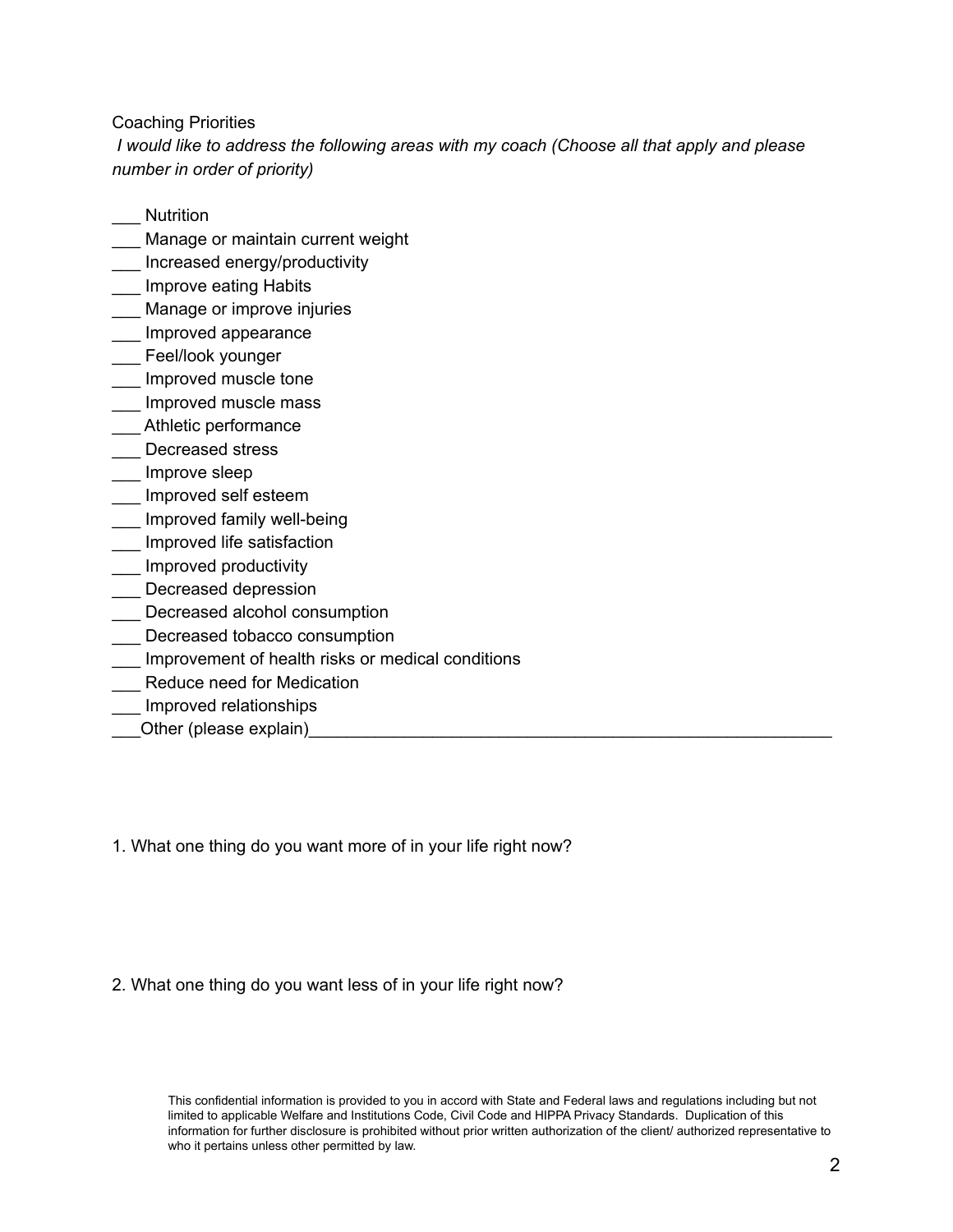Coaching Priorities

*I would like to address the following areas with my coach (Choose all that apply and please number in order of priority)*

___ Nutrition
___ Manage or maintain current weight
___ Increased energy/productivity
___ Improve eating Habits
___ Manage or improve injuries
___ Improved appearance
___ Feel/look younger
___ Improved muscle tone
___ Improved muscle mass
___ Athletic performance
___ Decreased stress
___ Improve sleep
___ Improved self esteem
___ Improved family well-being
___ Improved life satisfaction
___ Improved productivity
___ Decreased depression
___ Decreased alcohol consumption
___ Decreased tobacco consumption
___ Improvement of health risks or medical conditions
___ Reduce need for Medication
___ Improved relationships
___Other (please explain)__________________________________________________________

1. What one thing do you want more of in your life right now?

2. What one thing do you want less of in your life right now?

This confidential information is provided to you in accord with State and Federal laws and regulations including but not limited to applicable Welfare and Institutions Code, Civil Code and HIPPA Privacy Standards. Duplication of this information for further disclosure is prohibited without prior written authorization of the client/ authorized representative to who it pertains unless other permitted by law.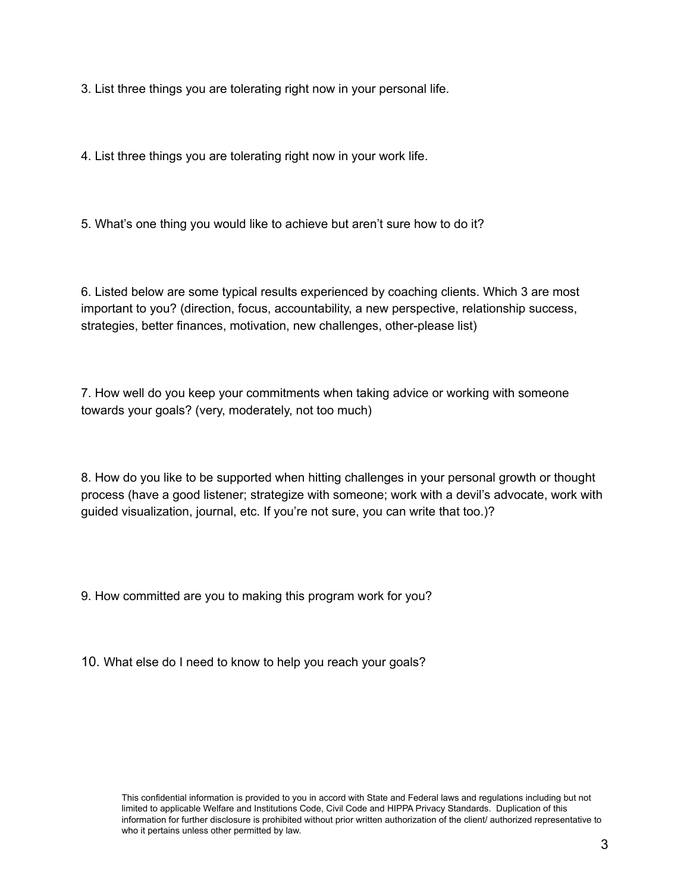3. List three things you are tolerating right now in your personal life.

4. List three things you are tolerating right now in your work life.

5. What's one thing you would like to achieve but aren't sure how to do it?

6. Listed below are some typical results experienced by coaching clients. Which 3 are most important to you? (direction, focus, accountability, a new perspective, relationship success, strategies, better finances, motivation, new challenges, other-please list)

7. How well do you keep your commitments when taking advice or working with someone towards your goals? (very, moderately, not too much)

8. How do you like to be supported when hitting challenges in your personal growth or thought process (have a good listener; strategize with someone; work with a devil's advocate, work with guided visualization, journal, etc. If you're not sure, you can write that too.)?

9. How committed are you to making this program work for you?

10. What else do I need to know to help you reach your goals?

This confidential information is provided to you in accord with State and Federal laws and regulations including but not limited to applicable Welfare and Institutions Code, Civil Code and HIPPA Privacy Standards. Duplication of this information for further disclosure is prohibited without prior written authorization of the client/ authorized representative to who it pertains unless other permitted by law.